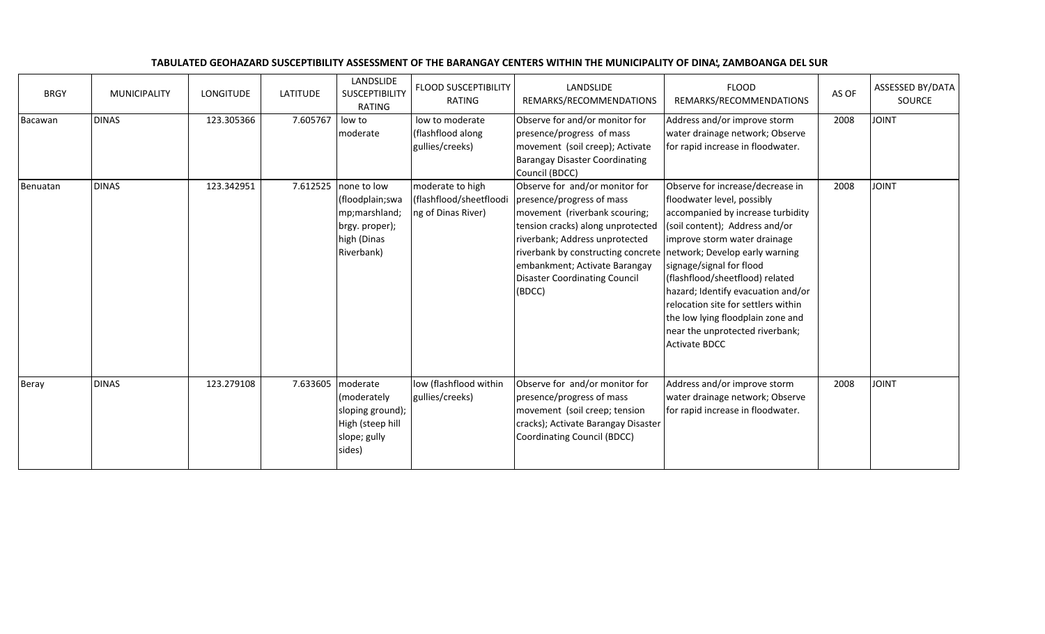# TABULATED GEOHAZARD SUSCEPTIBILITY ASSESSMENT OF THE BARANGAY CENTERS WITHIN THE MUNICIPALITY OF DINAS, ZAMBOANGA DEL SUR

| BRGY | MUNICIPALITY | LONGITUDE | LATITUDE | LANDSLIDE SUSCEPTIBILITY RATING | FLOOD SUSCEPTIBILITY RATING | LANDSLIDE REMARKS/RECOMMENDATIONS | FLOOD REMARKS/RECOMMENDATIONS | AS OF | ASSESSED BY/DATA SOURCE |
|---|---|---|---|---|---|---|---|---|---|
| Bacawan | DINAS | 123.305366 | 7.605767 | low to moderate | low to moderate (flashflood along gullies/creeks) | Observe for and/or monitor for presence/progress of mass movement (soil creep); Activate Barangay Disaster Coordinating Council (BDCC) | Address and/or improve storm water drainage network; Observe for rapid increase in floodwater. | 2008 | JOINT |
| Benuatan | DINAS | 123.342951 | 7.612525 | none to low (floodplain;swamp;marshland; brgy. proper); high (Dinas Riverbank) | moderate to high (flashflood/sheetflooding of Dinas River) | Observe for and/or monitor for presence/progress of mass movement (riverbank scouring; tension cracks) along unprotected riverbank; Address unprotected riverbank by constructing concrete embankment; Activate Barangay Disaster Coordinating Council (BDCC) | Observe for increase/decrease in floodwater level, possibly accompanied by increase turbidity (soil content); Address and/or improve storm water drainage network; Develop early warning signage/signal for flood (flashflood/sheetflood) related hazard; Identify evacuation and/or relocation site for settlers within the low lying floodplain zone and near the unprotected riverbank; Activate BDCC | 2008 | JOINT |
| Beray | DINAS | 123.279108 | 7.633605 | moderate (moderately sloping ground); High (steep hill slope; gully sides) | low (flashflood within gullies/creeks) | Observe for and/or monitor for presence/progress of mass movement (soil creep; tension cracks); Activate Barangay Disaster Coordinating Council (BDCC) | Address and/or improve storm water drainage network; Observe for rapid increase in floodwater. | 2008 | JOINT |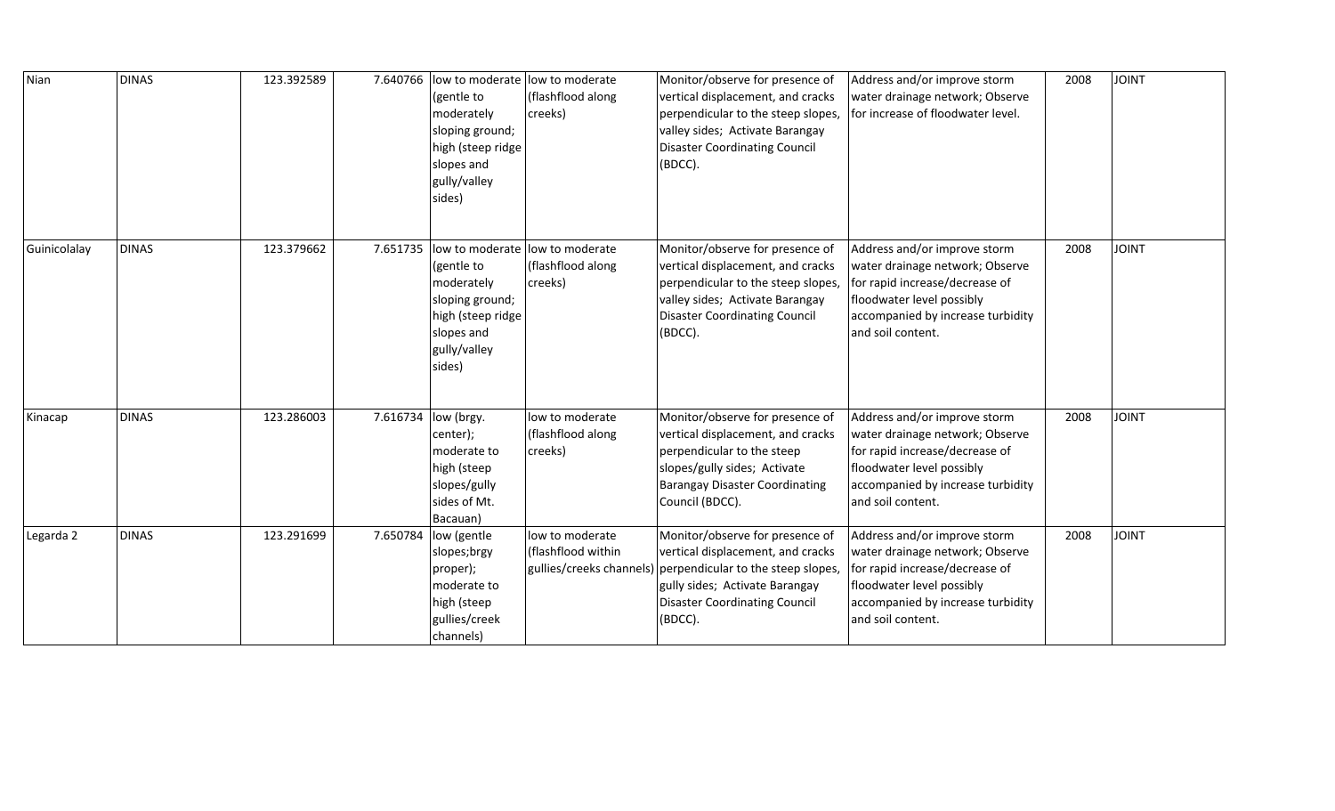| Nian | DINAS | 123.392589 | 7.640766 | low to moderate (gentle to moderately sloping ground; high (steep ridge slopes and gully/valley sides) | low to moderate (flashflood along creeks) | Monitor/observe for presence of vertical displacement, and cracks perpendicular to the steep slopes, valley sides; Activate Barangay Disaster Coordinating Council (BDCC). | Address and/or improve storm water drainage network; Observe for increase of floodwater level. | 2008 | JOINT |
|---|---|---|---|---|---|---|---|---|---|
| Guinicolalay | DINAS | 123.379662 | 7.651735 | low to moderate (gentle to moderately sloping ground; high (steep ridge slopes and gully/valley sides) | low to moderate (flashflood along creeks) | Monitor/observe for presence of vertical displacement, and cracks perpendicular to the steep slopes, valley sides; Activate Barangay Disaster Coordinating Council (BDCC). | Address and/or improve storm water drainage network; Observe for rapid increase/decrease of floodwater level possibly accompanied by increase turbidity and soil content. | 2008 | JOINT |
| Kinacap | DINAS | 123.286003 | 7.616734 | low (brgy. center); moderate to high (steep slopes/gully sides of Mt. Bacauan) | low to moderate (flashflood along creeks) | Monitor/observe for presence of vertical displacement, and cracks perpendicular to the steep slopes/gully sides; Activate Barangay Disaster Coordinating Council (BDCC). | Address and/or improve storm water drainage network; Observe for rapid increase/decrease of floodwater level possibly accompanied by increase turbidity and soil content. | 2008 | JOINT |
| Legarda 2 | DINAS | 123.291699 | 7.650784 | low (gentle slopes;brgy proper); moderate to high (steep gullies/creek channels) | low to moderate (flashflood within gullies/creeks channels) | Monitor/observe for presence of vertical displacement, and cracks perpendicular to the steep slopes, gully sides; Activate Barangay Disaster Coordinating Council (BDCC). | Address and/or improve storm water drainage network; Observe for rapid increase/decrease of floodwater level possibly accompanied by increase turbidity and soil content. | 2008 | JOINT |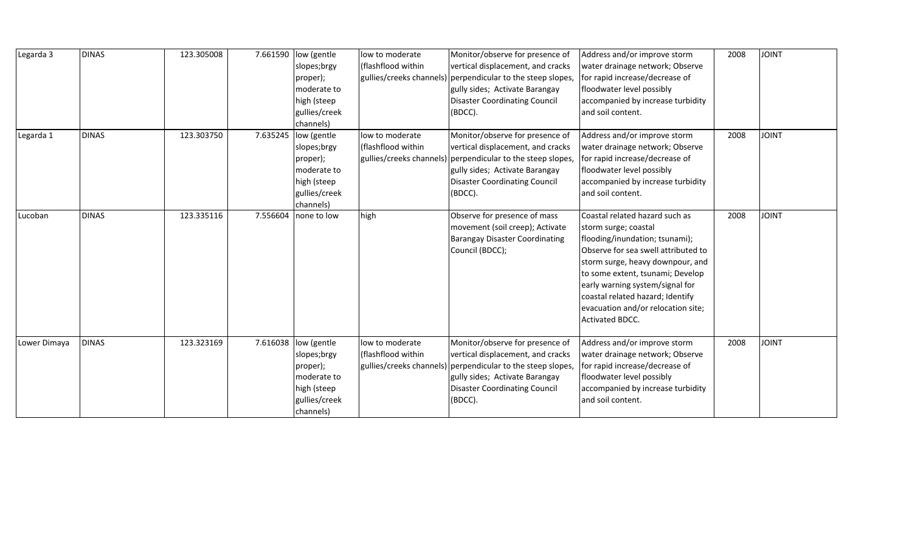| Legarda 3 | DINAS | 123.305008 | 7.661590 | low (gentle slopes;brgy proper); moderate to high (steep gullies/creek channels) | low to moderate (flashflood within gullies/creeks channels) | Monitor/observe for presence of vertical displacement, and cracks perpendicular to the steep slopes, gully sides; Activate Barangay Disaster Coordinating Council (BDCC). | Address and/or improve storm water drainage network; Observe for rapid increase/decrease of floodwater level possibly accompanied by increase turbidity and soil content. | 2008 | JOINT |
|---|---|---|---|---|---|---|---|---|---|
| Legarda 1 | DINAS | 123.303750 | 7.635245 | low (gentle slopes;brgy proper); moderate to high (steep gullies/creek channels) | low to moderate (flashflood within gullies/creeks channels) | Monitor/observe for presence of vertical displacement, and cracks perpendicular to the steep slopes, gully sides; Activate Barangay Disaster Coordinating Council (BDCC). | Address and/or improve storm water drainage network; Observe for rapid increase/decrease of floodwater level possibly accompanied by increase turbidity and soil content. | 2008 | JOINT |
| Lucoban | DINAS | 123.335116 | 7.556604 | none to low | high | Observe for presence of mass movement (soil creep); Activate Barangay Disaster Coordinating Council (BDCC); | Coastal related hazard such as storm surge; coastal flooding/inundation; tsunami); Observe for sea swell attributed to storm surge, heavy downpour, and to some extent, tsunami; Develop early warning system/signal for coastal related hazard; Identify evacuation and/or relocation site; Activated BDCC. | 2008 | JOINT |
| Lower Dimaya | DINAS | 123.323169 | 7.616038 | low (gentle slopes;brgy proper); moderate to high (steep gullies/creek channels) | low to moderate (flashflood within gullies/creeks channels) | Monitor/observe for presence of vertical displacement, and cracks perpendicular to the steep slopes, gully sides; Activate Barangay Disaster Coordinating Council (BDCC). | Address and/or improve storm water drainage network; Observe for rapid increase/decrease of floodwater level possibly accompanied by increase turbidity and soil content. | 2008 | JOINT |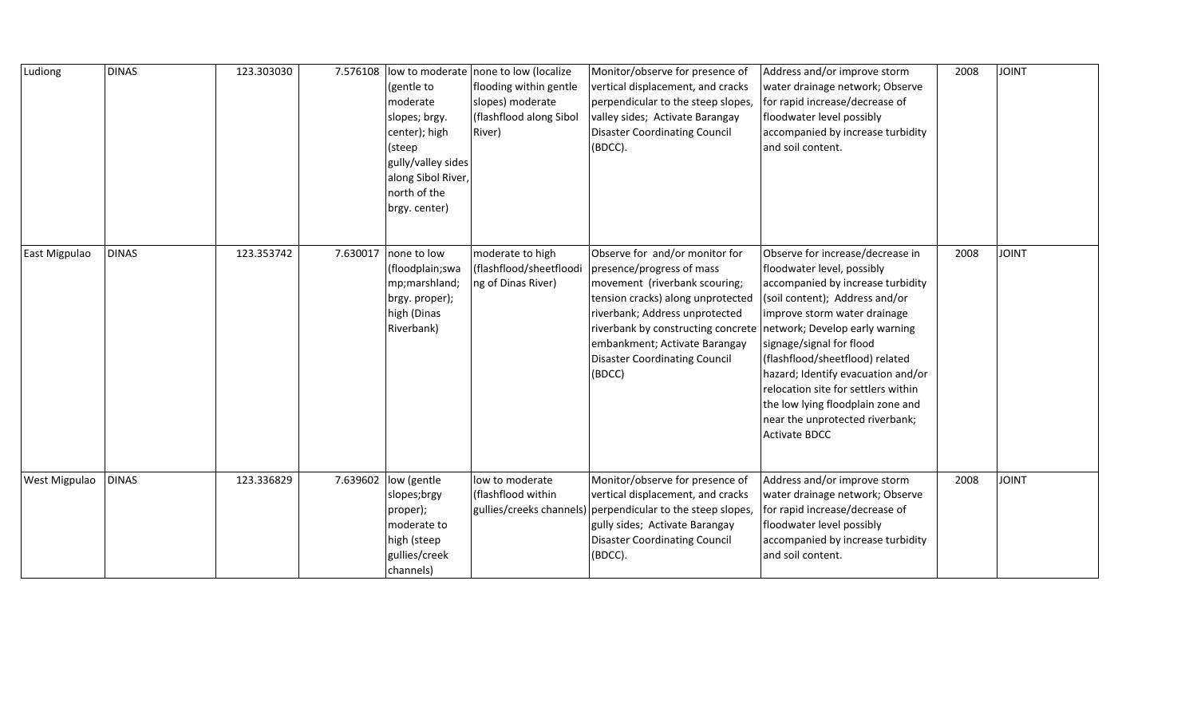| Ludiong | DINAS | 123.303030 | 7.576108 | low to moderate (gentle to moderate slopes; brgy. center); high (steep gully/valley sides along Sibol River, north of the brgy. center) | none to low (localize flooding within gentle slopes) moderate (flashflood along Sibol River) | Monitor/observe for presence of vertical displacement, and cracks perpendicular to the steep slopes, valley sides; Activate Barangay Disaster Coordinating Council (BDCC). | Address and/or improve storm water drainage network; Observe for rapid increase/decrease of floodwater level possibly accompanied by increase turbidity and soil content. | 2008 | JOINT |
|---|---|---|---|---|---|---|---|---|---|
| East Migpulao | DINAS | 123.353742 | 7.630017 | none to low (floodplain;swamp;marshland; brgy. proper); high (Dinas Riverbank) | moderate to high (flashflood/sheetflooding of Dinas River) | Observe for and/or monitor for presence/progress of mass movement (riverbank scouring; tension cracks) along unprotected riverbank; Address unprotected riverbank by constructing concrete embankment; Activate Barangay Disaster Coordinating Council (BDCC) | Observe for increase/decrease in floodwater level, possibly accompanied by increase turbidity (soil content); Address and/or improve storm water drainage network; Develop early warning signage/signal for flood (flashflood/sheetflood) related hazard; Identify evacuation and/or relocation site for settlers within the low lying floodplain zone and near the unprotected riverbank; Activate BDCC | 2008 | JOINT |
| West Migpulao | DINAS | 123.336829 | 7.639602 | low (gentle slopes;brgy proper); moderate to high (steep gullies/creek channels) | low to moderate (flashflood within gullies/creeks channels) | Monitor/observe for presence of vertical displacement, and cracks perpendicular to the steep slopes, gully sides; Activate Barangay Disaster Coordinating Council (BDCC). | Address and/or improve storm water drainage network; Observe for rapid increase/decrease of floodwater level possibly accompanied by increase turbidity and soil content. | 2008 | JOINT |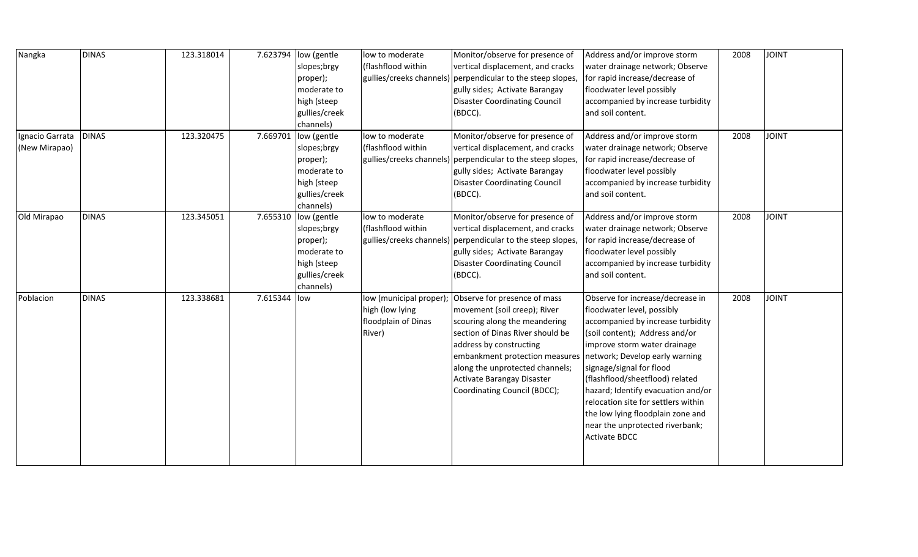| Nangka | DINAS | 123.318014 | 7.623794 | low (gentle slopes;brgy proper); moderate to high (steep gullies/creek channels) | low to moderate (flashflood within gullies/creeks channels) | Monitor/observe for presence of vertical displacement, and cracks perpendicular to the steep slopes, gully sides; Activate Barangay Disaster Coordinating Council (BDCC). | Address and/or improve storm water drainage network; Observe for rapid increase/decrease of floodwater level possibly accompanied by increase turbidity and soil content. | 2008 | JOINT |
|---|---|---|---|---|---|---|---|---|---|
| Ignacio Garrata (New Mirapao) | DINAS | 123.320475 | 7.669701 | low (gentle slopes;brgy proper); moderate to high (steep gullies/creek channels) | low to moderate (flashflood within gullies/creeks channels) | Monitor/observe for presence of vertical displacement, and cracks perpendicular to the steep slopes, gully sides; Activate Barangay Disaster Coordinating Council (BDCC). | Address and/or improve storm water drainage network; Observe for rapid increase/decrease of floodwater level possibly accompanied by increase turbidity and soil content. | 2008 | JOINT |
| Old Mirapao | DINAS | 123.345051 | 7.655310 | low (gentle slopes;brgy proper); moderate to high (steep gullies/creek channels) | low to moderate (flashflood within gullies/creeks channels) | Monitor/observe for presence of vertical displacement, and cracks perpendicular to the steep slopes, gully sides; Activate Barangay Disaster Coordinating Council (BDCC). | Address and/or improve storm water drainage network; Observe for rapid increase/decrease of floodwater level possibly accompanied by increase turbidity and soil content. | 2008 | JOINT |
| Poblacion | DINAS | 123.338681 | 7.615344 | low | low (municipal proper); high (low lying floodplain of Dinas River) | Observe for presence of mass movement (soil creep); River scouring along the meandering section of Dinas River should be address by constructing embankment protection measures along the unprotected channels; Activate Barangay Disaster Coordinating Council (BDCC); | Observe for increase/decrease in floodwater level, possibly accompanied by increase turbidity (soil content); Address and/or improve storm water drainage network; Develop early warning signage/signal for flood (flashflood/sheetflood) related hazard; Identify evacuation and/or relocation site for settlers within the low lying floodplain zone and near the unprotected riverbank; Activate BDCC | 2008 | JOINT |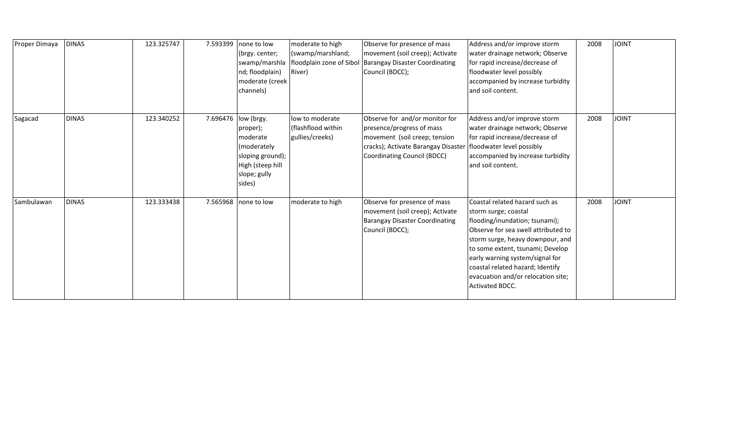| Proper Dimaya | DINAS | 123.325747 | 7.593399 | none to low (brgy. center; swamp/marshland; floodplain) moderate (creek channels) | moderate to high (swamp/marshland; floodplain zone of Sibol River) | Observe for presence of mass movement (soil creep); Activate Barangay Disaster Coordinating Council (BDCC); | Address and/or improve storm water drainage network; Observe for rapid increase/decrease of floodwater level possibly accompanied by increase turbidity and soil content. | 2008 | JOINT |
|---|---|---|---|---|---|---|---|---|---|
| Sagacad | DINAS | 123.340252 | 7.696476 | low (brgy. proper); moderate (moderately sloping ground); High (steep hill slope; gully sides) | low to moderate (flashflood within gullies/creeks) | Observe for and/or monitor for presence/progress of mass movement (soil creep; tension cracks); Activate Barangay Disaster Coordinating Council (BDCC) | Address and/or improve storm water drainage network; Observe for rapid increase/decrease of floodwater level possibly accompanied by increase turbidity and soil content. | 2008 | JOINT |
| Sambulawan | DINAS | 123.333438 | 7.565968 | none to low | moderate to high | Observe for presence of mass movement (soil creep); Activate Barangay Disaster Coordinating Council (BDCC); | Coastal related hazard such as storm surge; coastal flooding/inundation; tsunami); Observe for sea swell attributed to storm surge, heavy downpour, and to some extent, tsunami; Develop early warning system/signal for coastal related hazard; Identify evacuation and/or relocation site; Activated BDCC. | 2008 | JOINT |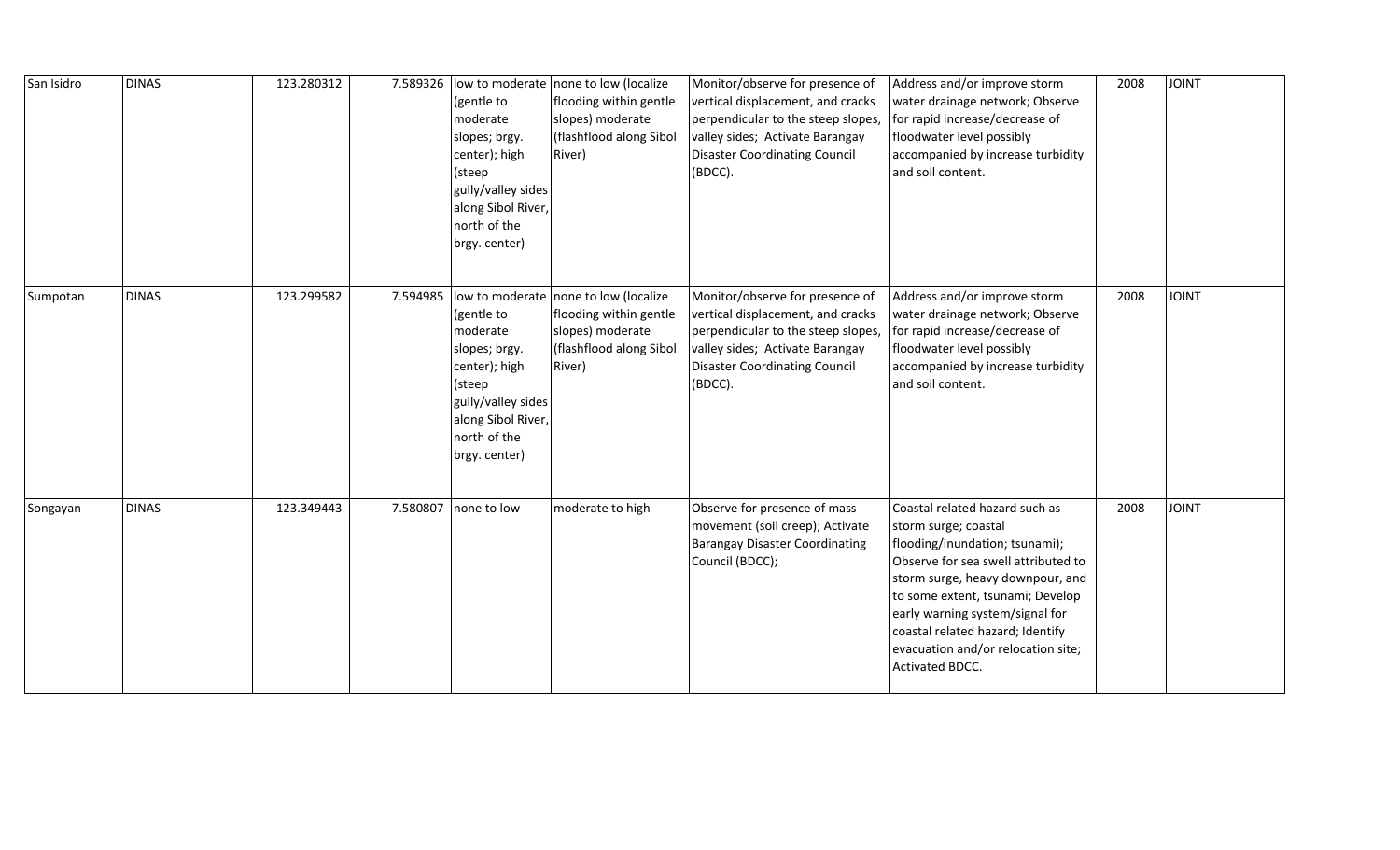| | | | | | | | | | |
|---|---|---|---|---|---|---|---|---|---|
| San Isidro | DINAS | 123.280312 | 7.589326 | low to moderate (gentle to moderate slopes; brgy. center); high (steep gully/valley sides along Sibol River, north of the brgy. center) | none to low (localize flooding within gentle slopes) moderate (flashflood along Sibol River) | Monitor/observe for presence of vertical displacement, and cracks perpendicular to the steep slopes, valley sides; Activate Barangay Disaster Coordinating Council (BDCC). | Address and/or improve storm water drainage network; Observe for rapid increase/decrease of floodwater level possibly accompanied by increase turbidity and soil content. | 2008 | JOINT |
| Sumpotan | DINAS | 123.299582 | 7.594985 | low to moderate (gentle to moderate slopes; brgy. center); high (steep gully/valley sides along Sibol River, north of the brgy. center) | none to low (localize flooding within gentle slopes) moderate (flashflood along Sibol River) | Monitor/observe for presence of vertical displacement, and cracks perpendicular to the steep slopes, valley sides; Activate Barangay Disaster Coordinating Council (BDCC). | Address and/or improve storm water drainage network; Observe for rapid increase/decrease of floodwater level possibly accompanied by increase turbidity and soil content. | 2008 | JOINT |
| Songayan | DINAS | 123.349443 | 7.580807 | none to low | moderate to high | Observe for presence of mass movement (soil creep); Activate Barangay Disaster Coordinating Council (BDCC); | Coastal related hazard such as storm surge; coastal flooding/inundation; tsunami); Observe for sea swell attributed to storm surge, heavy downpour, and to some extent, tsunami; Develop early warning system/signal for coastal related hazard; Identify evacuation and/or relocation site; Activated BDCC. | 2008 | JOINT |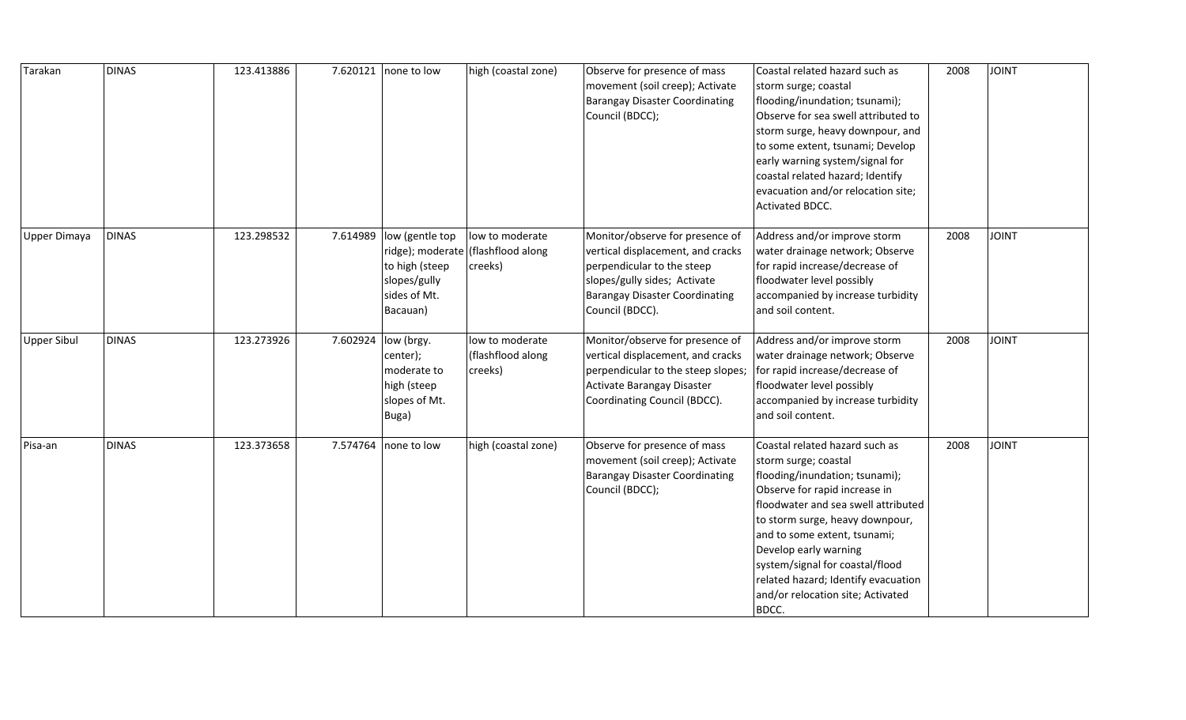| Tarakan | DINAS | 123.413886 | 7.620121 | none to low | high (coastal zone) | Observe for presence of mass movement (soil creep); Activate Barangay Disaster Coordinating Council (BDCC); | Coastal related hazard such as storm surge; coastal flooding/inundation; tsunami); Observe for sea swell attributed to storm surge, heavy downpour, and to some extent, tsunami; Develop early warning system/signal for coastal related hazard; Identify evacuation and/or relocation site; Activated BDCC. | 2008 | JOINT |
|---|---|---|---|---|---|---|---|---|---|
| Upper Dimaya | DINAS | 123.298532 | 7.614989 | low (gentle top ridge); moderate to high (steep slopes/gully sides of Mt. Bacauan) | low to moderate (flashflood along creeks) | Monitor/observe for presence of vertical displacement, and cracks perpendicular to the steep slopes/gully sides; Activate Barangay Disaster Coordinating Council (BDCC). | Address and/or improve storm water drainage network; Observe for rapid increase/decrease of floodwater level possibly accompanied by increase turbidity and soil content. | 2008 | JOINT |
| Upper Sibul | DINAS | 123.273926 | 7.602924 | low (brgy. center); moderate to high (steep slopes of Mt. Buga) | low to moderate (flashflood along creeks) | Monitor/observe for presence of vertical displacement, and cracks perpendicular to the steep slopes; Activate Barangay Disaster Coordinating Council (BDCC). | Address and/or improve storm water drainage network; Observe for rapid increase/decrease of floodwater level possibly accompanied by increase turbidity and soil content. | 2008 | JOINT |
| Pisa-an | DINAS | 123.373658 | 7.574764 | none to low | high (coastal zone) | Observe for presence of mass movement (soil creep); Activate Barangay Disaster Coordinating Council (BDCC); | Coastal related hazard such as storm surge; coastal flooding/inundation; tsunami); Observe for rapid increase in floodwater and sea swell attributed to storm surge, heavy downpour, and to some extent, tsunami; Develop early warning system/signal for coastal/flood related hazard; Identify evacuation and/or relocation site; Activated BDCC. | 2008 | JOINT |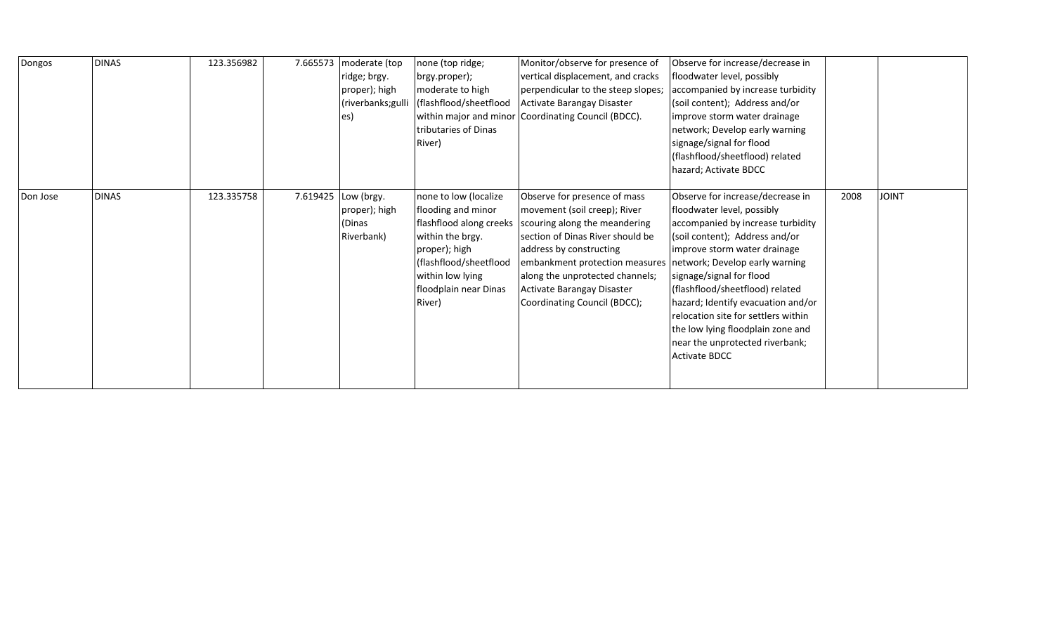| | | | | | | | | | |
|---|---|---|---|---|---|---|---|---|---|
| Dongos | DINAS | 123.356982 | 7.665573 | moderate (top ridge; brgy. proper); high (riverbanks;gullies) | none (top ridge; brgy.proper); moderate to high (flashflood/sheetflood within major and minor tributaries of Dinas River) | Monitor/observe for presence of vertical displacement, and cracks perpendicular to the steep slopes; Activate Barangay Disaster Coordinating Council (BDCC). | Observe for increase/decrease in floodwater level, possibly accompanied by increase turbidity (soil content); Address and/or improve storm water drainage network; Develop early warning signage/signal for flood (flashflood/sheetflood) related hazard; Activate BDCC | | |
| Don Jose | DINAS | 123.335758 | 7.619425 | Low (brgy. proper); high (Dinas Riverbank) | none to low (localize flooding and minor flashflood along creeks within the brgy. proper); high (flashflood/sheetflood within low lying floodplain near Dinas River) | Observe for presence of mass movement (soil creep); River scouring along the meandering section of Dinas River should be address by constructing embankment protection measures along the unprotected channels; Activate Barangay Disaster Coordinating Council (BDCC); | Observe for increase/decrease in floodwater level, possibly accompanied by increase turbidity (soil content); Address and/or improve storm water drainage network; Develop early warning signage/signal for flood (flashflood/sheetflood) related hazard; Identify evacuation and/or relocation site for settlers within the low lying floodplain zone and near the unprotected riverbank; Activate BDCC | 2008 | JOINT |